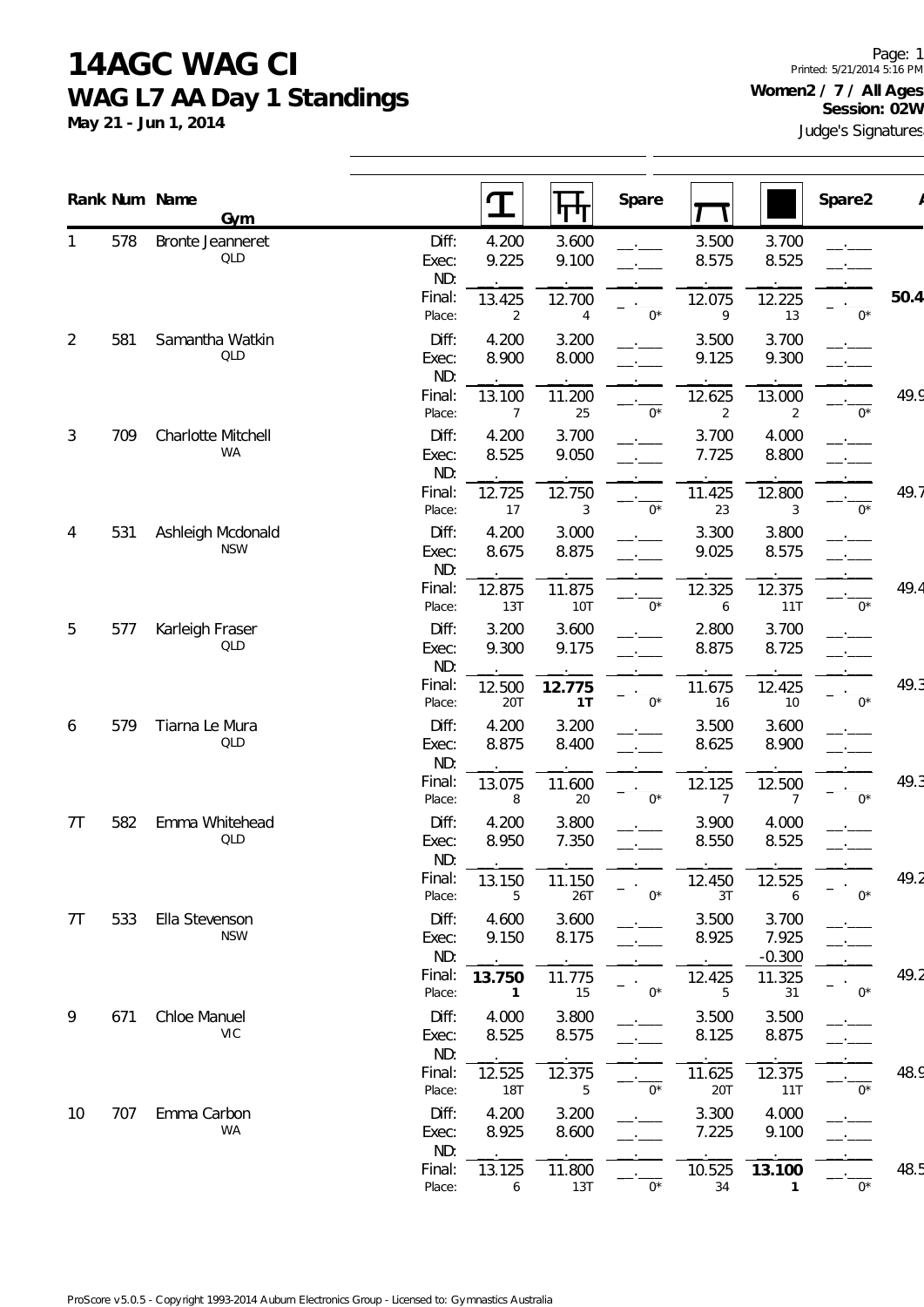# 14AGC WAG CI

## WAG L7 AA Day 1 Standings

**May 21 - Jun 1, 2014**

Printed: 5/21/2014 5:16 PM

**Women2 / 7 / All Ages**
**Session: 02W**

Judge's Signatures

| Rank | Num | Name / Gym | | Vault | Bars | Spare | Beam | Floor | Spare2 | AA |
|---|---|---|---|---|---|---|---|---|---|---|
| 1 | 578 | Bronte Jeanneret | Diff: | 4.200 | 3.600 | __.___ | 3.500 | 3.700 | __.___ | |
| | | QLD | Exec: | 9.225 | 9.100 | __.___ | 8.575 | 8.525 | __.___ | |
| | | | ND: | . | . | . | . | . | . | |
| | | | Final: | 13.425 | 12.700 | . | 12.075 | 12.225 | . | **50.4** |
| | | | Place: | 2 | 4 | 0* | 9 | 13 | 0* | |
| 2 | 581 | Samantha Watkin | Diff: | 4.200 | 3.200 | __.___ | 3.500 | 3.700 | __.___ | |
| | | QLD | Exec: | 8.900 | 8.000 | __.___ | 9.125 | 9.300 | __.___ | |
| | | | ND: | . | . | . | . | . | . | |
| | | | Final: | 13.100 | 11.200 | . | 12.625 | 13.000 | . | 49.9 |
| | | | Place: | 7 | 25 | 0* | 2 | 2 | 0* | |
| 3 | 709 | Charlotte Mitchell | Diff: | 4.200 | 3.700 | __.___ | 3.700 | 4.000 | __.___ | |
| | | WA | Exec: | 8.525 | 9.050 | __.___ | 7.725 | 8.800 | __.___ | |
| | | | ND: | . | . | . | . | . | . | |
| | | | Final: | 12.725 | 12.750 | . | 11.425 | 12.800 | . | 49.7 |
| | | | Place: | 17 | 3 | 0* | 23 | 3 | 0* | |
| 4 | 531 | Ashleigh Mcdonald | Diff: | 4.200 | 3.000 | __.___ | 3.300 | 3.800 | __.___ | |
| | | NSW | Exec: | 8.675 | 8.875 | __.___ | 9.025 | 8.575 | __.___ | |
| | | | ND: | . | . | . | . | . | . | |
| | | | Final: | 12.875 | 11.875 | . | 12.325 | 12.375 | . | 49.4 |
| | | | Place: | 13T | 10T | 0* | 6 | 11T | 0* | |
| 5 | 577 | Karleigh Fraser | Diff: | 3.200 | 3.600 | __.___ | 2.800 | 3.700 | __.___ | |
| | | QLD | Exec: | 9.300 | 9.175 | __.___ | 8.875 | 8.725 | __.___ | |
| | | | ND: | . | . | . | . | . | . | |
| | | | Final: | 12.500 | **12.775** | . | 11.675 | 12.425 | . | 49.3 |
| | | | Place: | 20T | **1T** | 0* | 16 | 10 | 0* | |
| 6 | 579 | Tiarna Le Mura | Diff: | 4.200 | 3.200 | __.___ | 3.500 | 3.600 | __.___ | |
| | | QLD | Exec: | 8.875 | 8.400 | __.___ | 8.625 | 8.900 | __.___ | |
| | | | ND: | . | . | . | . | . | . | |
| | | | Final: | 13.075 | 11.600 | . | 12.125 | 12.500 | . | 49.3 |
| | | | Place: | 8 | 20 | 0* | 7 | 7 | 0* | |
| 7T | 582 | Emma Whitehead | Diff: | 4.200 | 3.800 | __.___ | 3.900 | 4.000 | __.___ | |
| | | QLD | Exec: | 8.950 | 7.350 | __.___ | 8.550 | 8.525 | __.___ | |
| | | | ND: | . | . | . | . | . | . | |
| | | | Final: | 13.150 | 11.150 | . | 12.450 | 12.525 | . | 49.2 |
| | | | Place: | 5 | 26T | 0* | 3T | 6 | 0* | |
| 7T | 533 | Ella Stevenson | Diff: | 4.600 | 3.600 | __.___ | 3.500 | 3.700 | __.___ | |
| | | NSW | Exec: | 9.150 | 8.175 | __.___ | 8.925 | 7.925 | __.___ | |
| | | | ND: | . | . | . | . | -0.300 | . | |
| | | | Final: | **13.750** | 11.775 | . | 12.425 | 11.325 | . | 49.2 |
| | | | Place: | **1** | 15 | 0* | 5 | 31 | 0* | |
| 9 | 671 | Chloe Manuel | Diff: | 4.000 | 3.800 | __.___ | 3.500 | 3.500 | __.___ | |
| | | VIC | Exec: | 8.525 | 8.575 | __.___ | 8.125 | 8.875 | __.___ | |
| | | | ND: | . | . | . | . | . | . | |
| | | | Final: | 12.525 | 12.375 | . | 11.625 | 12.375 | . | 48.9 |
| | | | Place: | 18T | 5 | 0* | 20T | 11T | 0* | |
| 10 | 707 | Emma Carbon | Diff: | 4.200 | 3.200 | __.___ | 3.300 | 4.000 | __.___ | |
| | | WA | Exec: | 8.925 | 8.600 | __.___ | 7.225 | 9.100 | __.___ | |
| | | | ND: | . | . | . | . | . | . | |
| | | | Final: | 13.125 | 11.800 | . | 10.525 | **13.100** | . | 48.5 |
| | | | Place: | 6 | 13T | 0* | 34 | **1** | 0* | |

ProScore v5.0.5 - Copyright 1993-2014 Auburn Electronics Group - Licensed to: Gymnastics Australia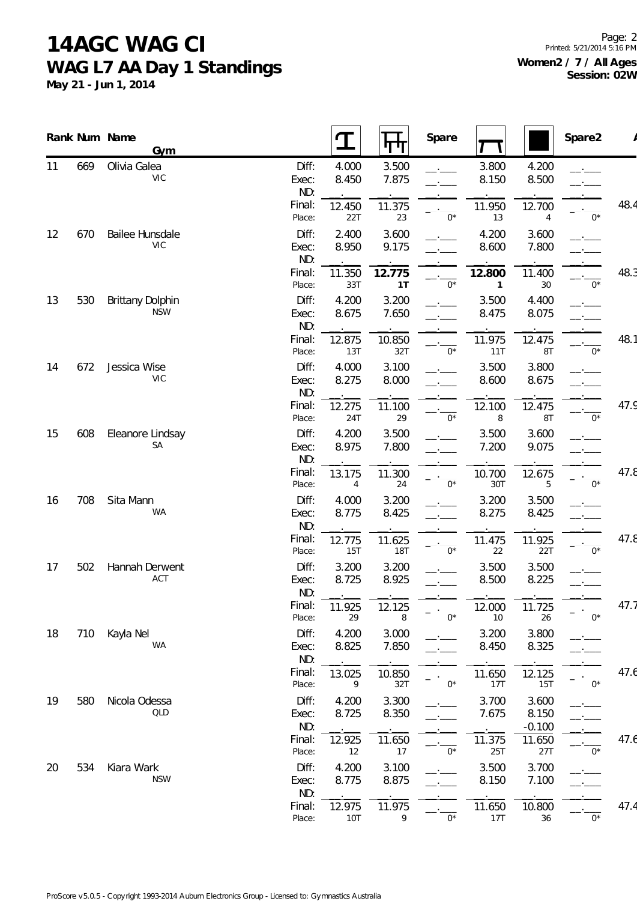# 14AGC WAG CI

## WAG L7 AA Day 1 Standings

**May 21 - Jun 1, 2014**

Page: 2
Printed: 5/21/2014 5:16 PM

**Women2 / 7 / All Ages**
**Session: 02W**

| Rank | Num | Name / Gym | | Vault | Bars | Spare | Beam | Floor | Spare2 | AA |
|---|---|---|---|---|---|---|---|---|---|---|
| 11 | 669 | Olivia Galea | Diff: | 4.000 | 3.500 | __.___ | 3.800 | 4.200 | __.___ | |
| | | VIC | Exec: | 8.450 | 7.875 | __.___ | 8.150 | 8.500 | __.___ | |
| | | | ND: | . | . | . | . | . | . | |
| | | | Final: | 12.450 | 11.375 | _ . | 11.950 | 12.700 | _ . | 48.4 |
| | | | Place: | 22T | 23 | 0* | 13 | 4 | 0* | |
| 12 | 670 | Bailee Hunsdale | Diff: | 2.400 | 3.600 | __.___ | 4.200 | 3.600 | __.___ | |
| | | VIC | Exec: | 8.950 | 9.175 | __.___ | 8.600 | 7.800 | __.___ | |
| | | | ND: | . | . | . | . | . | . | |
| | | | Final: | 11.350 | **12.775** | __.___ | **12.800** | 11.400 | __.___ | 48.3 |
| | | | Place: | 33T | **1T** | 0* | **1** | 30 | 0* | |
| 13 | 530 | Brittany Dolphin | Diff: | 4.200 | 3.200 | __.___ | 3.500 | 4.400 | __.___ | |
| | | NSW | Exec: | 8.675 | 7.650 | __.___ | 8.475 | 8.075 | __.___ | |
| | | | ND: | . | . | . | . | . | . | |
| | | | Final: | 12.875 | 10.850 | __.___ | 11.975 | 12.475 | __.___ | 48.1 |
| | | | Place: | 13T | 32T | 0* | 11T | 8T | 0* | |
| 14 | 672 | Jessica Wise | Diff: | 4.000 | 3.100 | __.___ | 3.500 | 3.800 | __.___ | |
| | | VIC | Exec: | 8.275 | 8.000 | __.___ | 8.600 | 8.675 | __.___ | |
| | | | ND: | . | . | . | . | . | . | |
| | | | Final: | 12.275 | 11.100 | __.___ | 12.100 | 12.475 | __.___ | 47.9 |
| | | | Place: | 24T | 29 | 0* | 8 | 8T | 0* | |
| 15 | 608 | Eleanore Lindsay | Diff: | 4.200 | 3.500 | __.___ | 3.500 | 3.600 | __.___ | |
| | | SA | Exec: | 8.975 | 7.800 | __.___ | 7.200 | 9.075 | __.___ | |
| | | | ND: | . | . | . | . | . | . | |
| | | | Final: | 13.175 | 11.300 | _ . | 10.700 | 12.675 | _ . | 47.8 |
| | | | Place: | 4 | 24 | 0* | 30T | 5 | 0* | |
| 16 | 708 | Sita Mann | Diff: | 4.000 | 3.200 | __.___ | 3.200 | 3.500 | __.___ | |
| | | WA | Exec: | 8.775 | 8.425 | __.___ | 8.275 | 8.425 | __.___ | |
| | | | ND: | . | . | . | . | . | . | |
| | | | Final: | 12.775 | 11.625 | _ . | 11.475 | 11.925 | _ . | 47.8 |
| | | | Place: | 15T | 18T | 0* | 22 | 22T | 0* | |
| 17 | 502 | Hannah Derwent | Diff: | 3.200 | 3.200 | __.___ | 3.500 | 3.500 | __.___ | |
| | | ACT | Exec: | 8.725 | 8.925 | __.___ | 8.500 | 8.225 | __.___ | |
| | | | ND: | . | . | . | . | . | . | |
| | | | Final: | 11.925 | 12.125 | _ . | 12.000 | 11.725 | _ . | 47.7 |
| | | | Place: | 29 | 8 | 0* | 10 | 26 | 0* | |
| 18 | 710 | Kayla Nel | Diff: | 4.200 | 3.000 | __.___ | 3.200 | 3.800 | __.___ | |
| | | WA | Exec: | 8.825 | 7.850 | __.___ | 8.450 | 8.325 | __.___ | |
| | | | ND: | . | . | . | . | . | . | |
| | | | Final: | 13.025 | 10.850 | _ . | 11.650 | 12.125 | _ . | 47.6 |
| | | | Place: | 9 | 32T | 0* | 17T | 15T | 0* | |
| 19 | 580 | Nicola Odessa | Diff: | 4.200 | 3.300 | __.___ | 3.700 | 3.600 | __.___ | |
| | | QLD | Exec: | 8.725 | 8.350 | __.___ | 7.675 | 8.150 | __.___ | |
| | | | ND: | . | . | . | . | -0.100 | . | |
| | | | Final: | 12.925 | 11.650 | __.___ | 11.375 | 11.650 | __.___ | 47.6 |
| | | | Place: | 12 | 17 | 0* | 25T | 27T | 0* | |
| 20 | 534 | Kiara Wark | Diff: | 4.200 | 3.100 | __.___ | 3.500 | 3.700 | __.___ | |
| | | NSW | Exec: | 8.775 | 8.875 | __.___ | 8.150 | 7.100 | __.___ | |
| | | | ND: | . | . | . | . | . | . | |
| | | | Final: | 12.975 | 11.975 | __.___ | 11.650 | 10.800 | __.___ | 47.4 |
| | | | Place: | 10T | 9 | 0* | 17T | 36 | 0* | |

ProScore v5.0.5 - Copyright 1993-2014 Auburn Electronics Group - Licensed to: Gymnastics Australia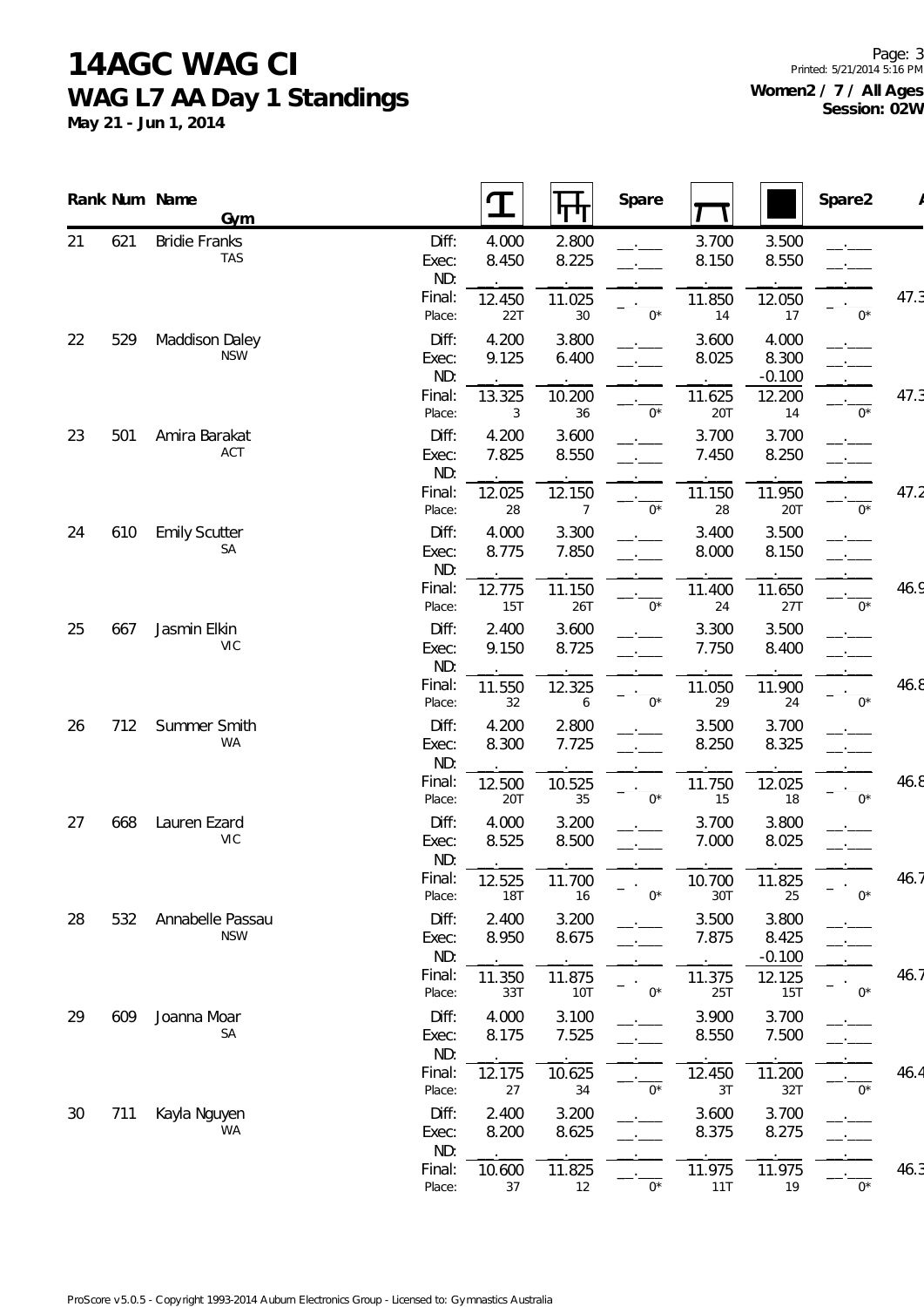# 14AGC WAG CI

## WAG L7 AA Day 1 Standings

**May 21 - Jun 1, 2014**

**Women2 / 7 / All Ages**
**Session: 02W**

| Rank | Num | Name / Gym | | Vault | Bars | Spare | Beam | Floor | Spare2 | AA |
|---|---|---|---|---|---|---|---|---|---|---|
| 21 | 621 | Bridie Franks | Diff: | 4.000 | 2.800 | \_\_.\_\_\_ | 3.700 | 3.500 | \_\_.\_\_\_ | |
| | | TAS | Exec: | 8.450 | 8.225 | \_\_.\_\_\_ | 8.150 | 8.550 | \_\_.\_\_\_ | |
| | | | ND: | . | . | . | . | . | . | |
| | | | Final: | 12.450 | 11.025 | . | 11.850 | 12.050 | . | 47.3 |
| | | | Place: | 22T | 30 | 0* | 14 | 17 | 0* | |
| 22 | 529 | Maddison Daley | Diff: | 4.200 | 3.800 | \_\_.\_\_\_ | 3.600 | 4.000 | \_\_.\_\_\_ | |
| | | NSW | Exec: | 9.125 | 6.400 | \_\_.\_\_\_ | 8.025 | 8.300 | \_\_.\_\_\_ | |
| | | | ND: | . | . | . | . | -0.100 | . | |
| | | | Final: | 13.325 | 10.200 | . | 11.625 | 12.200 | . | 47.3 |
| | | | Place: | 3 | 36 | 0* | 20T | 14 | 0* | |
| 23 | 501 | Amira Barakat | Diff: | 4.200 | 3.600 | \_\_.\_\_\_ | 3.700 | 3.700 | \_\_.\_\_\_ | |
| | | ACT | Exec: | 7.825 | 8.550 | \_\_.\_\_\_ | 7.450 | 8.250 | \_\_.\_\_\_ | |
| | | | ND: | . | . | . | . | . | . | |
| | | | Final: | 12.025 | 12.150 | . | 11.150 | 11.950 | . | 47.2 |
| | | | Place: | 28 | 7 | 0* | 28 | 20T | 0* | |
| 24 | 610 | Emily Scutter | Diff: | 4.000 | 3.300 | \_\_.\_\_\_ | 3.400 | 3.500 | \_\_.\_\_\_ | |
| | | SA | Exec: | 8.775 | 7.850 | \_\_.\_\_\_ | 8.000 | 8.150 | \_\_.\_\_\_ | |
| | | | ND: | . | . | . | . | . | . | |
| | | | Final: | 12.775 | 11.150 | . | 11.400 | 11.650 | . | 46.9 |
| | | | Place: | 15T | 26T | 0* | 24 | 27T | 0* | |
| 25 | 667 | Jasmin Elkin | Diff: | 2.400 | 3.600 | \_\_.\_\_\_ | 3.300 | 3.500 | \_\_.\_\_\_ | |
| | | VIC | Exec: | 9.150 | 8.725 | \_\_.\_\_\_ | 7.750 | 8.400 | \_\_.\_\_\_ | |
| | | | ND: | . | . | . | . | . | . | |
| | | | Final: | 11.550 | 12.325 | . | 11.050 | 11.900 | . | 46.8 |
| | | | Place: | 32 | 6 | 0* | 29 | 24 | 0* | |
| 26 | 712 | Summer Smith | Diff: | 4.200 | 2.800 | \_\_.\_\_\_ | 3.500 | 3.700 | \_\_.\_\_\_ | |
| | | WA | Exec: | 8.300 | 7.725 | \_\_.\_\_\_ | 8.250 | 8.325 | \_\_.\_\_\_ | |
| | | | ND: | . | . | . | . | . | . | |
| | | | Final: | 12.500 | 10.525 | . | 11.750 | 12.025 | . | 46.8 |
| | | | Place: | 20T | 35 | 0* | 15 | 18 | 0* | |
| 27 | 668 | Lauren Ezard | Diff: | 4.000 | 3.200 | \_\_.\_\_\_ | 3.700 | 3.800 | \_\_.\_\_\_ | |
| | | VIC | Exec: | 8.525 | 8.500 | \_\_.\_\_\_ | 7.000 | 8.025 | \_\_.\_\_\_ | |
| | | | ND: | . | . | . | . | . | . | |
| | | | Final: | 12.525 | 11.700 | . | 10.700 | 11.825 | . | 46.7 |
| | | | Place: | 18T | 16 | 0* | 30T | 25 | 0* | |
| 28 | 532 | Annabelle Passau | Diff: | 2.400 | 3.200 | \_\_.\_\_\_ | 3.500 | 3.800 | \_\_.\_\_\_ | |
| | | NSW | Exec: | 8.950 | 8.675 | \_\_.\_\_\_ | 7.875 | 8.425 | \_\_.\_\_\_ | |
| | | | ND: | . | . | . | . | -0.100 | . | |
| | | | Final: | 11.350 | 11.875 | . | 11.375 | 12.125 | . | 46.7 |
| | | | Place: | 33T | 10T | 0* | 25T | 15T | 0* | |
| 29 | 609 | Joanna Moar | Diff: | 4.000 | 3.100 | \_\_.\_\_\_ | 3.900 | 3.700 | \_\_.\_\_\_ | |
| | | SA | Exec: | 8.175 | 7.525 | \_\_.\_\_\_ | 8.550 | 7.500 | \_\_.\_\_\_ | |
| | | | ND: | . | . | . | . | . | . | |
| | | | Final: | 12.175 | 10.625 | . | 12.450 | 11.200 | . | 46.4 |
| | | | Place: | 27 | 34 | 0* | 3T | 32T | 0* | |
| 30 | 711 | Kayla Nguyen | Diff: | 2.400 | 3.200 | \_\_.\_\_\_ | 3.600 | 3.700 | \_\_.\_\_\_ | |
| | | WA | Exec: | 8.200 | 8.625 | \_\_.\_\_\_ | 8.375 | 8.275 | \_\_.\_\_\_ | |
| | | | ND: | . | . | . | . | . | . | |
| | | | Final: | 10.600 | 11.825 | . | 11.975 | 11.975 | . | 46.3 |
| | | | Place: | 37 | 12 | 0* | 11T | 19 | 0* | |

ProScore v5.0.5 - Copyright 1993-2014 Auburn Electronics Group - Licensed to: Gymnastics Australia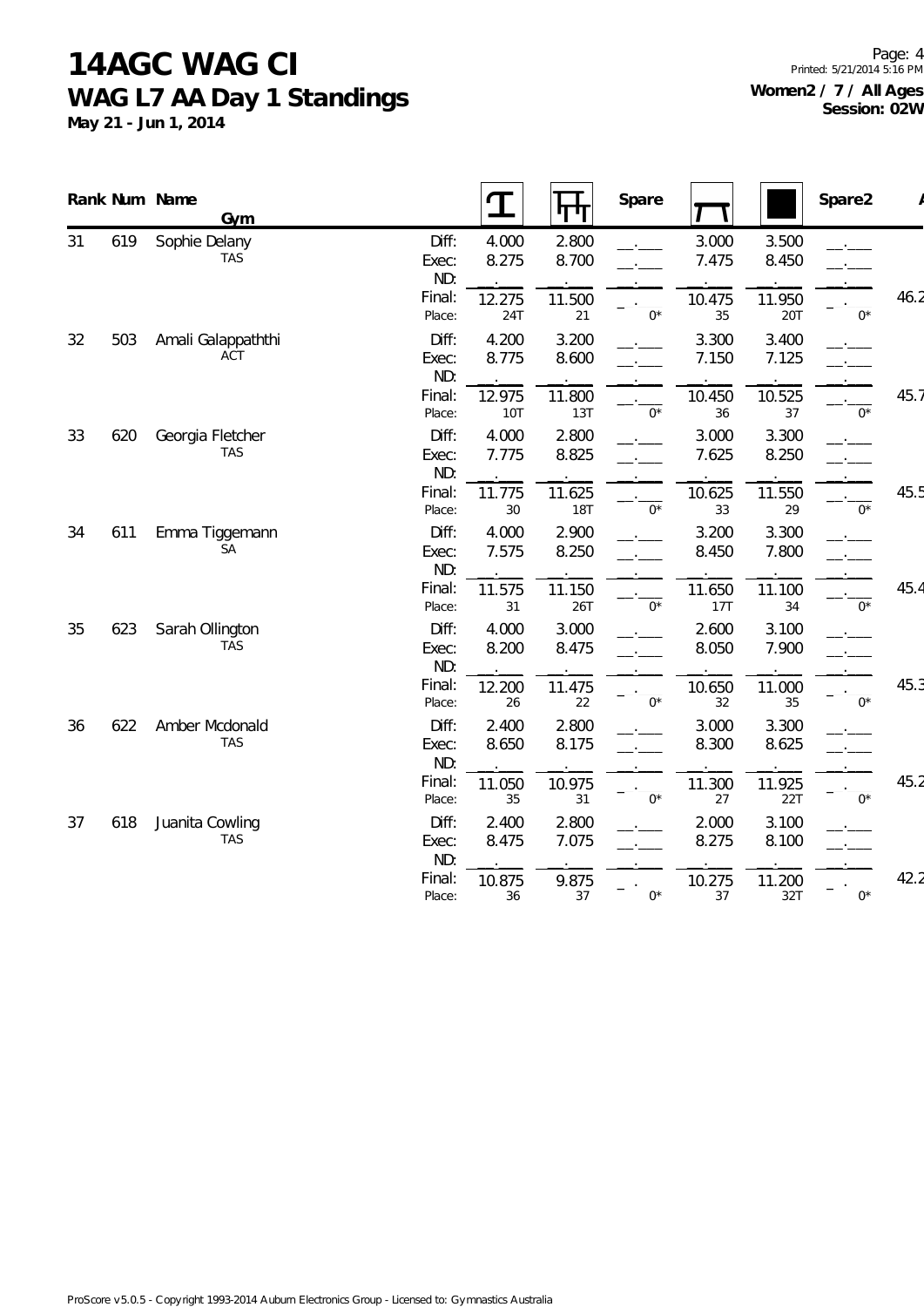# 14AGC WAG CI

## WAG L7 AA Day 1 Standings

**May 21 - Jun 1, 2014**

**Women2 / 7 / All Ages**
**Session: 02W**

| Rank | Num | Name / Gym | | Vault | Bars | Spare | Beam | Floor | Spare2 | AA |
|---|---|---|---|---|---|---|---|---|---|---|
| 31 | 619 | Sophie Delany | Diff: | 4.000 | 2.800 | __.___ | 3.000 | 3.500 | __.___ | |
| | | TAS | Exec: | 8.275 | 8.700 | __.___ | 7.475 | 8.450 | __.___ | |
| | | | ND: | . | . | __.___ | . | . | __.___ | |
| | | | Final: | 12.275 | 11.500 | _ . | 10.475 | 11.950 | _ . | 46.2 |
| | | | Place: | 24T | 21 | 0* | 35 | 20T | 0* | |
| 32 | 503 | Amali Galappaththi | Diff: | 4.200 | 3.200 | __.___ | 3.300 | 3.400 | __.___ | |
| | | ACT | Exec: | 8.775 | 8.600 | __.___ | 7.150 | 7.125 | __.___ | |
| | | | ND: | . | . | __.___ | . | . | __.___ | |
| | | | Final: | 12.975 | 11.800 | __.___ | 10.450 | 10.525 | __.___ | 45.7 |
| | | | Place: | 10T | 13T | 0* | 36 | 37 | 0* | |
| 33 | 620 | Georgia Fletcher | Diff: | 4.000 | 2.800 | __.___ | 3.000 | 3.300 | __.___ | |
| | | TAS | Exec: | 7.775 | 8.825 | __.___ | 7.625 | 8.250 | __.___ | |
| | | | ND: | . | . | __.___ | . | . | __.___ | |
| | | | Final: | 11.775 | 11.625 | __.___ | 10.625 | 11.550 | __.___ | 45.5 |
| | | | Place: | 30 | 18T | 0* | 33 | 29 | 0* | |
| 34 | 611 | Emma Tiggemann | Diff: | 4.000 | 2.900 | __.___ | 3.200 | 3.300 | __.___ | |
| | | SA | Exec: | 7.575 | 8.250 | __.___ | 8.450 | 7.800 | __.___ | |
| | | | ND: | . | . | __.___ | . | . | __.___ | |
| | | | Final: | 11.575 | 11.150 | __.___ | 11.650 | 11.100 | __.___ | 45.4 |
| | | | Place: | 31 | 26T | 0* | 17T | 34 | 0* | |
| 35 | 623 | Sarah Ollington | Diff: | 4.000 | 3.000 | __.___ | 2.600 | 3.100 | __.___ | |
| | | TAS | Exec: | 8.200 | 8.475 | __.___ | 8.050 | 7.900 | __.___ | |
| | | | ND: | . | . | __.___ | . | . | __.___ | |
| | | | Final: | 12.200 | 11.475 | _ . | 10.650 | 11.000 | _ . | 45.3 |
| | | | Place: | 26 | 22 | 0* | 32 | 35 | 0* | |
| 36 | 622 | Amber Mcdonald | Diff: | 2.400 | 2.800 | __.___ | 3.000 | 3.300 | __.___ | |
| | | TAS | Exec: | 8.650 | 8.175 | __.___ | 8.300 | 8.625 | __.___ | |
| | | | ND: | . | . | __.___ | . | . | __.___ | |
| | | | Final: | 11.050 | 10.975 | _ . | 11.300 | 11.925 | _ . | 45.2 |
| | | | Place: | 35 | 31 | 0* | 27 | 22T | 0* | |
| 37 | 618 | Juanita Cowling | Diff: | 2.400 | 2.800 | __.___ | 2.000 | 3.100 | __.___ | |
| | | TAS | Exec: | 8.475 | 7.075 | __.___ | 8.275 | 8.100 | __.___ | |
| | | | ND: | . | . | __.___ | . | . | __.___ | |
| | | | Final: | 10.875 | 9.875 | _ . | 10.275 | 11.200 | _ . | 42.2 |
| | | | Place: | 36 | 37 | 0* | 37 | 32T | 0* | |

ProScore v5.0.5 - Copyright 1993-2014 Auburn Electronics Group - Licensed to: Gymnastics Australia